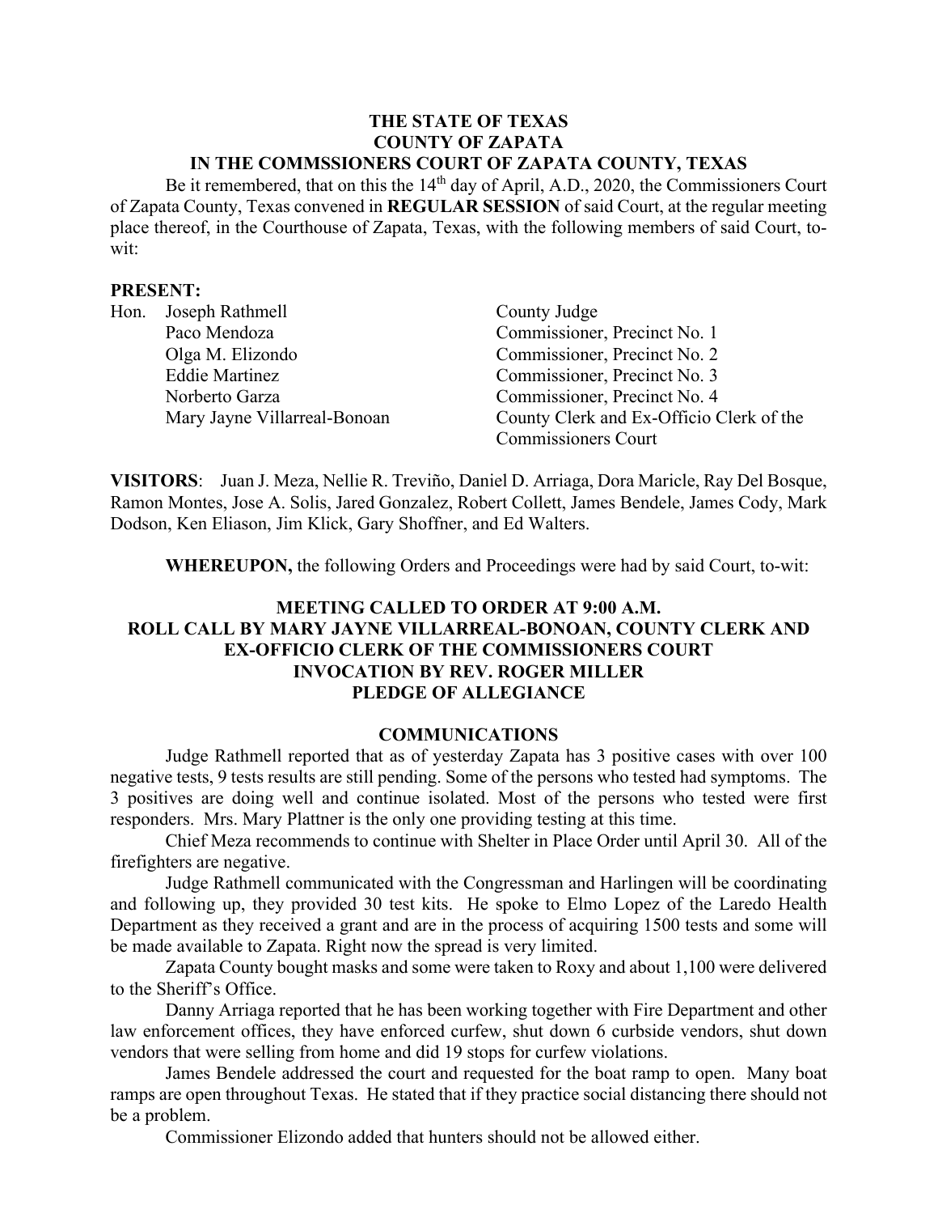**THE STATE OF TEXAS**
**COUNTY OF ZAPATA**
**IN THE COMMSSIONERS COURT OF ZAPATA COUNTY, TEXAS**

Be it remembered, that on this the 14th day of April, A.D., 2020, the Commissioners Court of Zapata County, Texas convened in **REGULAR SESSION** of said Court, at the regular meeting place thereof, in the Courthouse of Zapata, Texas, with the following members of said Court, to-wit:

**PRESENT:**

| | | |
|---|---|---|
| Hon. | Joseph Rathmell | County Judge |
| | Paco Mendoza | Commissioner, Precinct No. 1 |
| | Olga M. Elizondo | Commissioner, Precinct No. 2 |
| | Eddie Martinez | Commissioner, Precinct No. 3 |
| | Norberto Garza | Commissioner, Precinct No. 4 |
| | Mary Jayne Villarreal-Bonoan | County Clerk and Ex-Officio Clerk of the Commissioners Court |

**VISITORS**: Juan J. Meza, Nellie R. Treviño, Daniel D. Arriaga, Dora Maricle, Ray Del Bosque, Ramon Montes, Jose A. Solis, Jared Gonzalez, Robert Collett, James Bendele, James Cody, Mark Dodson, Ken Eliason, Jim Klick, Gary Shoffner, and Ed Walters.

**WHEREUPON,** the following Orders and Proceedings were had by said Court, to-wit:

**MEETING CALLED TO ORDER AT 9:00 A.M.**
**ROLL CALL BY MARY JAYNE VILLARREAL-BONOAN, COUNTY CLERK AND EX-OFFICIO CLERK OF THE COMMISSIONERS COURT**
**INVOCATION BY REV. ROGER MILLER**
**PLEDGE OF ALLEGIANCE**

**COMMUNICATIONS**

Judge Rathmell reported that as of yesterday Zapata has 3 positive cases with over 100 negative tests, 9 tests results are still pending. Some of the persons who tested had symptoms. The 3 positives are doing well and continue isolated. Most of the persons who tested were first responders. Mrs. Mary Plattner is the only one providing testing at this time.

Chief Meza recommends to continue with Shelter in Place Order until April 30. All of the firefighters are negative.

Judge Rathmell communicated with the Congressman and Harlingen will be coordinating and following up, they provided 30 test kits. He spoke to Elmo Lopez of the Laredo Health Department as they received a grant and are in the process of acquiring 1500 tests and some will be made available to Zapata. Right now the spread is very limited.

Zapata County bought masks and some were taken to Roxy and about 1,100 were delivered to the Sheriff's Office.

Danny Arriaga reported that he has been working together with Fire Department and other law enforcement offices, they have enforced curfew, shut down 6 curbside vendors, shut down vendors that were selling from home and did 19 stops for curfew violations.

James Bendele addressed the court and requested for the boat ramp to open. Many boat ramps are open throughout Texas. He stated that if they practice social distancing there should not be a problem.

Commissioner Elizondo added that hunters should not be allowed either.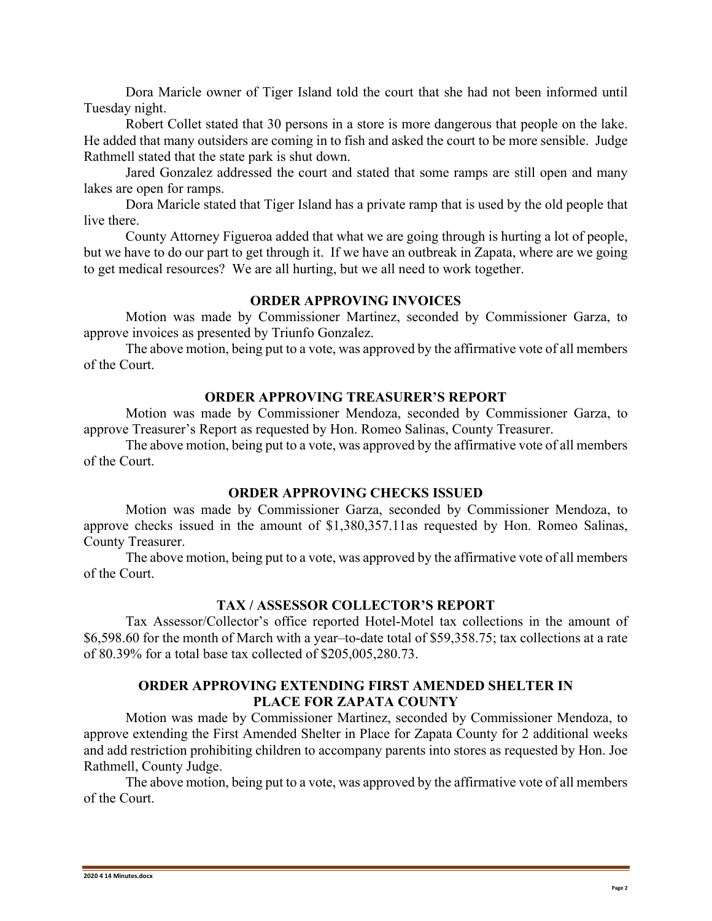Dora Maricle owner of Tiger Island told the court that she had not been informed until Tuesday night.

Robert Collet stated that 30 persons in a store is more dangerous that people on the lake. He added that many outsiders are coming in to fish and asked the court to be more sensible. Judge Rathmell stated that the state park is shut down.

Jared Gonzalez addressed the court and stated that some ramps are still open and many lakes are open for ramps.

Dora Maricle stated that Tiger Island has a private ramp that is used by the old people that live there.

County Attorney Figueroa added that what we are going through is hurting a lot of people, but we have to do our part to get through it. If we have an outbreak in Zapata, where are we going to get medical resources? We are all hurting, but we all need to work together.

**ORDER APPROVING INVOICES**

Motion was made by Commissioner Martinez, seconded by Commissioner Garza, to approve invoices as presented by Triunfo Gonzalez.

The above motion, being put to a vote, was approved by the affirmative vote of all members of the Court.

**ORDER APPROVING TREASURER'S REPORT**

Motion was made by Commissioner Mendoza, seconded by Commissioner Garza, to approve Treasurer's Report as requested by Hon. Romeo Salinas, County Treasurer.

The above motion, being put to a vote, was approved by the affirmative vote of all members of the Court.

**ORDER APPROVING CHECKS ISSUED**

Motion was made by Commissioner Garza, seconded by Commissioner Mendoza, to approve checks issued in the amount of $1,380,357.11as requested by Hon. Romeo Salinas, County Treasurer.

The above motion, being put to a vote, was approved by the affirmative vote of all members of the Court.

**TAX / ASSESSOR COLLECTOR'S REPORT**

Tax Assessor/Collector's office reported Hotel-Motel tax collections in the amount of $6,598.60 for the month of March with a year–to-date total of $59,358.75; tax collections at a rate of 80.39% for a total base tax collected of $205,005,280.73.

**ORDER APPROVING EXTENDING FIRST AMENDED SHELTER IN PLACE FOR ZAPATA COUNTY**

Motion was made by Commissioner Martinez, seconded by Commissioner Mendoza, to approve extending the First Amended Shelter in Place for Zapata County for 2 additional weeks and add restriction prohibiting children to accompany parents into stores as requested by Hon. Joe Rathmell, County Judge.

The above motion, being put to a vote, was approved by the affirmative vote of all members of the Court.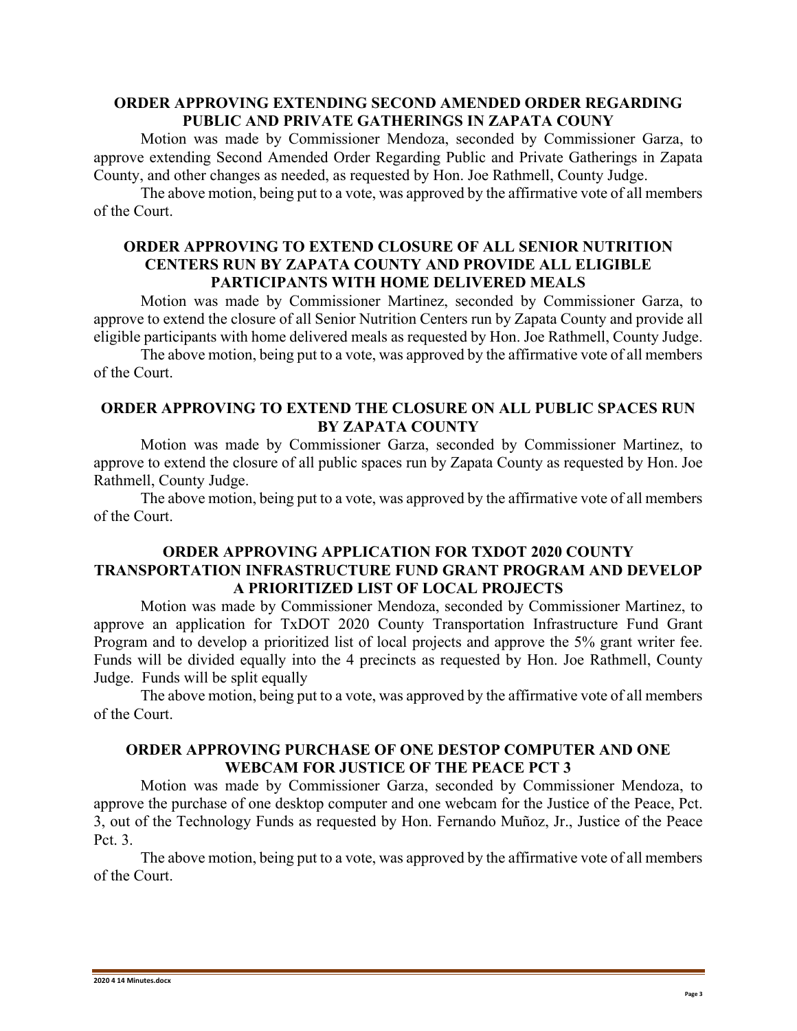## ORDER APPROVING EXTENDING SECOND AMENDED ORDER REGARDING PUBLIC AND PRIVATE GATHERINGS IN ZAPATA COUNY

Motion was made by Commissioner Mendoza, seconded by Commissioner Garza, to approve extending Second Amended Order Regarding Public and Private Gatherings in Zapata County, and other changes as needed, as requested by Hon. Joe Rathmell, County Judge.

The above motion, being put to a vote, was approved by the affirmative vote of all members of the Court.

## ORDER APPROVING TO EXTEND CLOSURE OF ALL SENIOR NUTRITION CENTERS RUN BY ZAPATA COUNTY AND PROVIDE ALL ELIGIBLE PARTICIPANTS WITH HOME DELIVERED MEALS

Motion was made by Commissioner Martinez, seconded by Commissioner Garza, to approve to extend the closure of all Senior Nutrition Centers run by Zapata County and provide all eligible participants with home delivered meals as requested by Hon. Joe Rathmell, County Judge.

The above motion, being put to a vote, was approved by the affirmative vote of all members of the Court.

## ORDER APPROVING TO EXTEND THE CLOSURE ON ALL PUBLIC SPACES RUN BY ZAPATA COUNTY

Motion was made by Commissioner Garza, seconded by Commissioner Martinez, to approve to extend the closure of all public spaces run by Zapata County as requested by Hon. Joe Rathmell, County Judge.

The above motion, being put to a vote, was approved by the affirmative vote of all members of the Court.

## ORDER APPROVING APPLICATION FOR TXDOT 2020 COUNTY TRANSPORTATION INFRASTRUCTURE FUND GRANT PROGRAM AND DEVELOP A PRIORITIZED LIST OF LOCAL PROJECTS

Motion was made by Commissioner Mendoza, seconded by Commissioner Martinez, to approve an application for TxDOT 2020 County Transportation Infrastructure Fund Grant Program and to develop a prioritized list of local projects and approve the 5% grant writer fee. Funds will be divided equally into the 4 precincts as requested by Hon. Joe Rathmell, County Judge. Funds will be split equally

The above motion, being put to a vote, was approved by the affirmative vote of all members of the Court.

## ORDER APPROVING PURCHASE OF ONE DESTOP COMPUTER AND ONE WEBCAM FOR JUSTICE OF THE PEACE PCT 3

Motion was made by Commissioner Garza, seconded by Commissioner Mendoza, to approve the purchase of one desktop computer and one webcam for the Justice of the Peace, Pct. 3, out of the Technology Funds as requested by Hon. Fernando Muñoz, Jr., Justice of the Peace Pct. 3.

The above motion, being put to a vote, was approved by the affirmative vote of all members of the Court.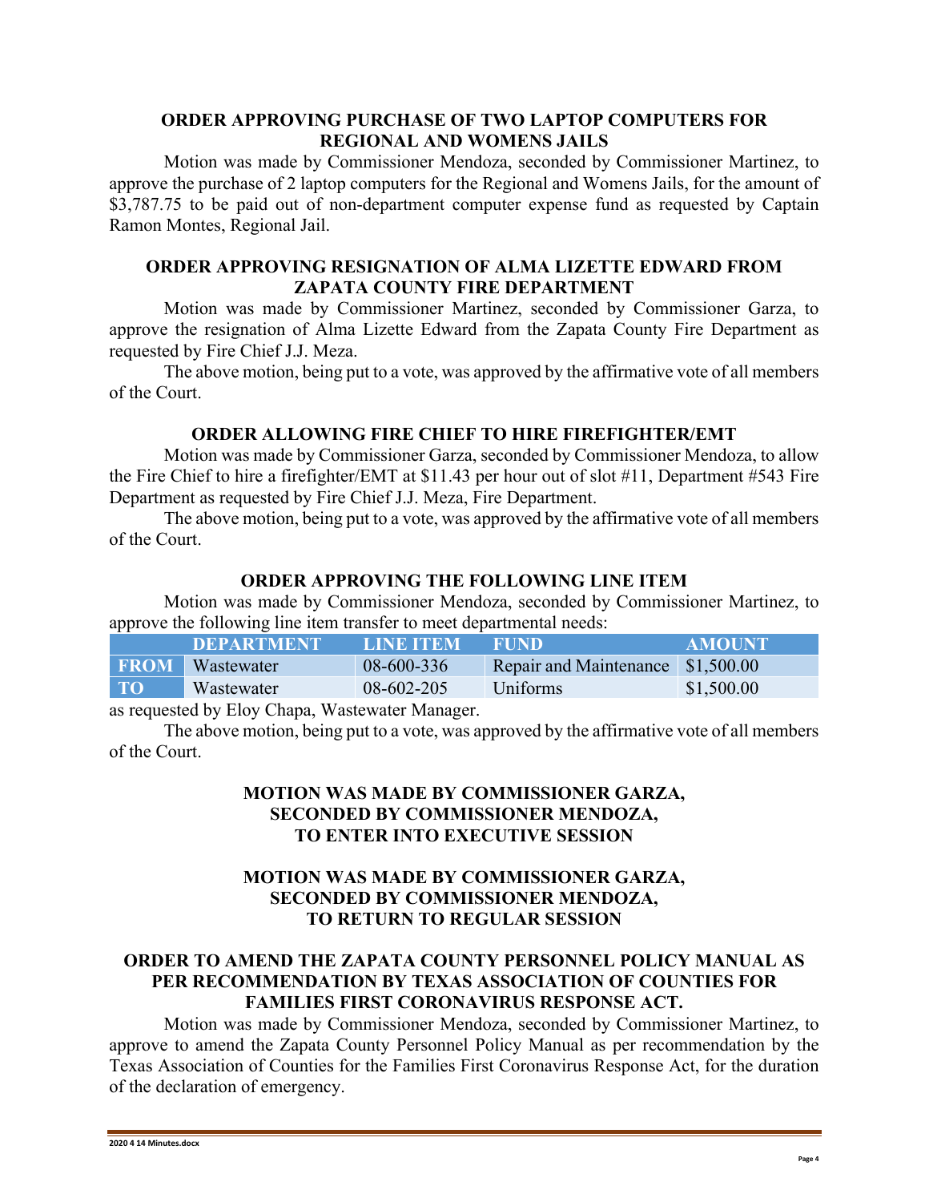**ORDER APPROVING PURCHASE OF TWO LAPTOP COMPUTERS FOR REGIONAL AND WOMENS JAILS**

Motion was made by Commissioner Mendoza, seconded by Commissioner Martinez, to approve the purchase of 2 laptop computers for the Regional and Womens Jails, for the amount of $3,787.75 to be paid out of non-department computer expense fund as requested by Captain Ramon Montes, Regional Jail.

**ORDER APPROVING RESIGNATION OF ALMA LIZETTE EDWARD FROM ZAPATA COUNTY FIRE DEPARTMENT**

Motion was made by Commissioner Martinez, seconded by Commissioner Garza, to approve the resignation of Alma Lizette Edward from the Zapata County Fire Department as requested by Fire Chief J.J. Meza.

The above motion, being put to a vote, was approved by the affirmative vote of all members of the Court.

**ORDER ALLOWING FIRE CHIEF TO HIRE FIREFIGHTER/EMT**

Motion was made by Commissioner Garza, seconded by Commissioner Mendoza, to allow the Fire Chief to hire a firefighter/EMT at $11.43 per hour out of slot #11, Department #543 Fire Department as requested by Fire Chief J.J. Meza, Fire Department.

The above motion, being put to a vote, was approved by the affirmative vote of all members of the Court.

**ORDER APPROVING THE FOLLOWING LINE ITEM**

Motion was made by Commissioner Mendoza, seconded by Commissioner Martinez, to approve the following line item transfer to meet departmental needs:

| | DEPARTMENT | LINE ITEM | FUND | AMOUNT |
|---|---|---|---|---|
| FROM | Wastewater | 08-600-336 | Repair and Maintenance | $1,500.00 |
| TO | Wastewater | 08-602-205 | Uniforms | $1,500.00 |

as requested by Eloy Chapa, Wastewater Manager.

The above motion, being put to a vote, was approved by the affirmative vote of all members of the Court.

**MOTION WAS MADE BY COMMISSIONER GARZA, SECONDED BY COMMISSIONER MENDOZA, TO ENTER INTO EXECUTIVE SESSION**

**MOTION WAS MADE BY COMMISSIONER GARZA, SECONDED BY COMMISSIONER MENDOZA, TO RETURN TO REGULAR SESSION**

**ORDER TO AMEND THE ZAPATA COUNTY PERSONNEL POLICY MANUAL AS PER RECOMMENDATION BY TEXAS ASSOCIATION OF COUNTIES FOR FAMILIES FIRST CORONAVIRUS RESPONSE ACT.**

Motion was made by Commissioner Mendoza, seconded by Commissioner Martinez, to approve to amend the Zapata County Personnel Policy Manual as per recommendation by the Texas Association of Counties for the Families First Coronavirus Response Act, for the duration of the declaration of emergency.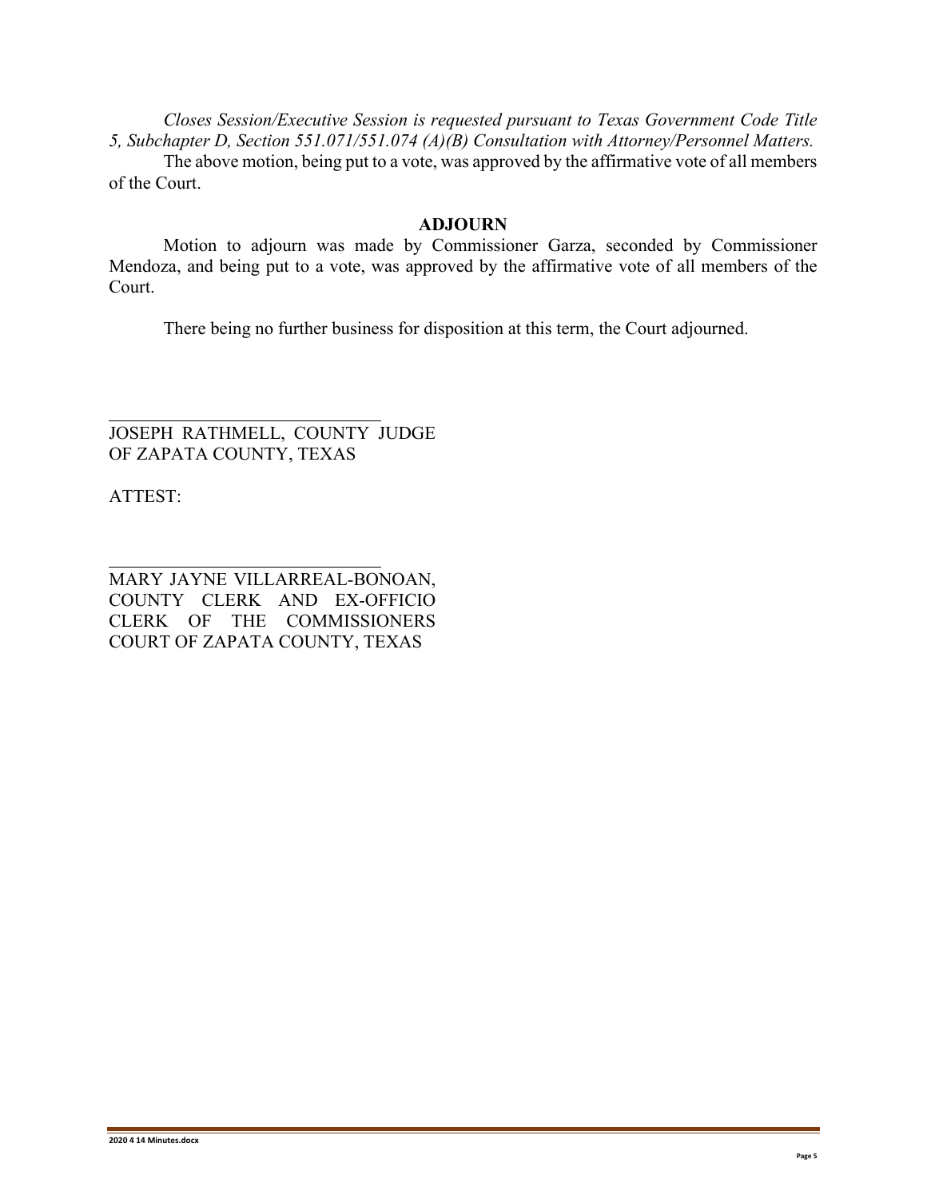*Closes Session/Executive Session is requested pursuant to Texas Government Code Title 5, Subchapter D, Section 551.071/551.074 (A)(B) Consultation with Attorney/Personnel Matters.*

The above motion, being put to a vote, was approved by the affirmative vote of all members of the Court.

**ADJOURN**

Motion to adjourn was made by Commissioner Garza, seconded by Commissioner Mendoza, and being put to a vote, was approved by the affirmative vote of all members of the Court.

There being no further business for disposition at this term, the Court adjourned.

\_\_\_\_\_\_\_\_\_\_\_\_\_\_\_\_\_\_\_\_\_\_\_\_\_\_\_\_\_\_\_\_

JOSEPH RATHMELL, COUNTY JUDGE OF ZAPATA COUNTY, TEXAS

ATTEST:

\_\_\_\_\_\_\_\_\_\_\_\_\_\_\_\_\_\_\_\_\_\_\_\_\_\_\_\_\_\_\_\_

MARY JAYNE VILLARREAL-BONOAN, COUNTY CLERK AND EX-OFFICIO CLERK OF THE COMMISSIONERS COURT OF ZAPATA COUNTY, TEXAS